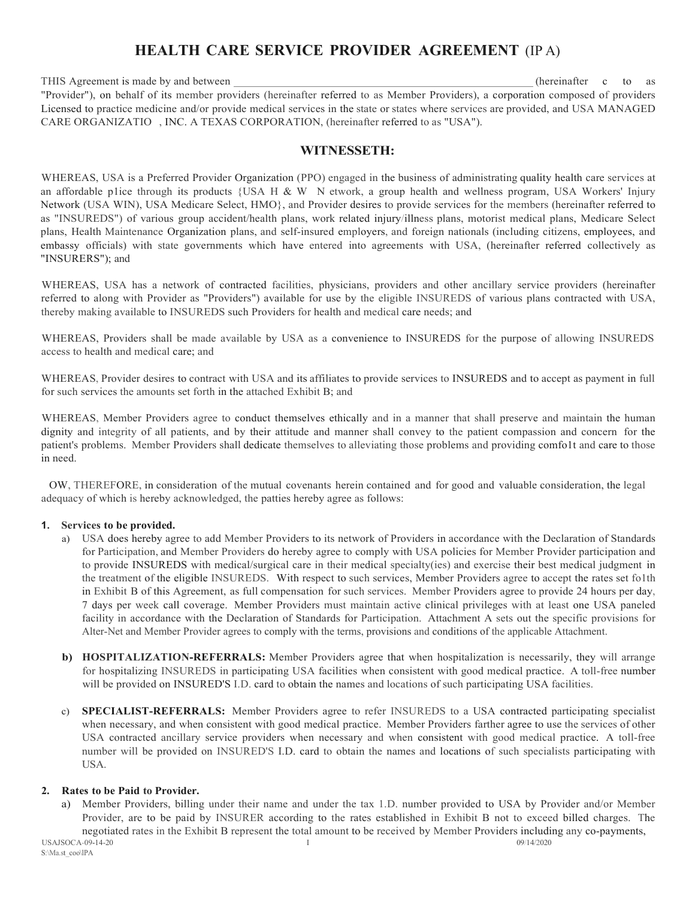# HEALTH CARE SERVICE PROVIDER AGREEMENT (IP A)

THIS Agreement is made by and between ______________________________________________________ (hereinafter c to as "Provider"), on behalf of its member providers (hereinafter referred to as Member Providers), a corporation composed of providers Licensed to practice medicine and/or provide medical services in the state or states where services are provided, and USA MANAGED CARE ORGANIZATIO , INC. A TEXAS CORPORATION, (hereinafter referred to as "USA").

## WITNESSETH:

WHEREAS, USA is a Preferred Provider Organization (PPO) engaged in the business of administrating quality health care services at an affordable p1ice through its products {USA H & W N etwork, a group health and wellness program, USA Workers' Injury Network (USA WIN), USA Medicare Select, HMO}, and Provider desires to provide services for the members (hereinafter referred to as "INSUREDS") of various group accident/health plans, work related injury/illness plans, motorist medical plans, Medicare Select plans, Health Maintenance Organization plans, and self-insured employers, and foreign nationals (including citizens, employees, and embassy officials) with state governments which have entered into agreements with USA, (hereinafter referred collectively as "INSURERS"); and

WHEREAS, USA has a network of contracted facilities, physicians, providers and other ancillary service providers (hereinafter referred to along with Provider as "Providers") available for use by the eligible INSUREDS of various plans contracted with USA, thereby making available to INSUREDS such Providers for health and medical care needs; and

WHEREAS, Providers shall be made available by USA as a convenience to INSUREDS for the purpose of allowing INSUREDS access to health and medical care; and

WHEREAS, Provider desires to contract with USA and its affiliates to provide services to INSUREDS and to accept as payment in full for such services the amounts set forth in the attached Exhibit B; and

WHEREAS, Member Providers agree to conduct themselves ethically and in a manner that shall preserve and maintain the human dignity and integrity of all patients, and by their attitude and manner shall convey to the patient compassion and concern for the patient's problems. Member Providers shall dedicate themselves to alleviating those problems and providing comfo1t and care to those in need.

OW, THEREFORE, in consideration of the mutual covenants herein contained and for good and valuable consideration, the legal adequacy of which is hereby acknowledged, the patties hereby agree as follows:

**1. Services to be provided.**

a) USA does hereby agree to add Member Providers to its network of Providers in accordance with the Declaration of Standards for Participation, and Member Providers do hereby agree to comply with USA policies for Member Provider participation and to provide INSUREDS with medical/surgical care in their medical specialty(ies) and exercise their best medical judgment in the treatment of the eligible INSUREDS. With respect to such services, Member Providers agree to accept the rates set fo1th in Exhibit B of this Agreement, as full compensation for such services. Member Providers agree to provide 24 hours per day, 7 days per week call coverage. Member Providers must maintain active clinical privileges with at least one USA paneled facility in accordance with the Declaration of Standards for Participation. Attachment A sets out the specific provisions for Alter-Net and Member Provider agrees to comply with the terms, provisions and conditions of the applicable Attachment.

b) **HOSPITALIZATION-REFERRALS:** Member Providers agree that when hospitalization is necessarily, they will arrange for hospitalizing INSUREDS in participating USA facilities when consistent with good medical practice. A toll-free number will be provided on INSURED'S I.D. card to obtain the names and locations of such participating USA facilities.

c) **SPECIALIST-REFERRALS:** Member Providers agree to refer INSUREDS to a USA contracted participating specialist when necessary, and when consistent with good medical practice. Member Providers farther agree to use the services of other USA contracted ancillary service providers when necessary and when consistent with good medical practice. A toll-free number will be provided on INSURED'S I.D. card to obtain the names and locations of such specialists participating with USA.

**2. Rates to be Paid to Provider.**

a) Member Providers, billing under their name and under the tax 1.D. number provided to USA by Provider and/or Member Provider, are to be paid by INSURER according to the rates established in Exhibit B not to exceed billed charges. The negotiated rates in the Exhibit B represent the total amount to be received by Member Providers including any co-payments,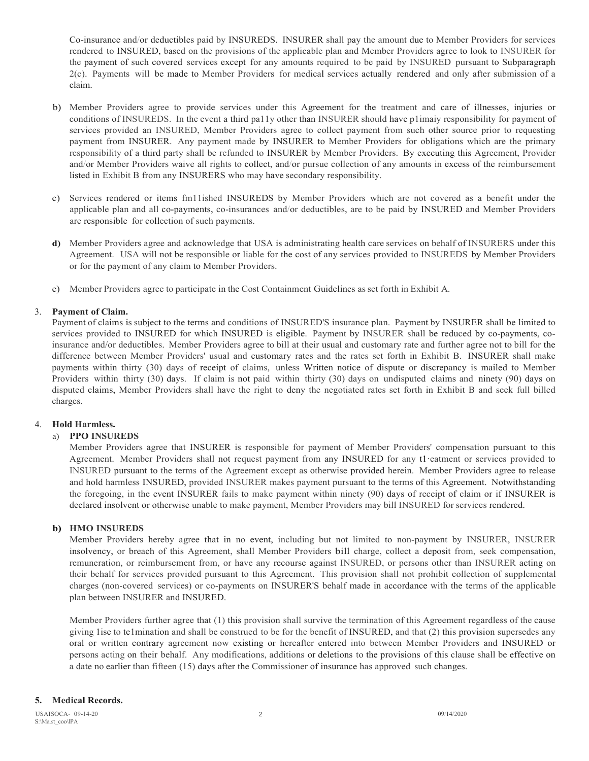Co-insurance and/or deductibles paid by INSUREDS. INSURER shall pay the amount due to Member Providers for services rendered to INSURED, based on the provisions of the applicable plan and Member Providers agree to look to INSURER for the payment of such covered services except for any amounts required to be paid by INSURED pursuant to Subparagraph 2(c). Payments will be made to Member Providers for medical services actually rendered and only after submission of a claim.

b) Member Providers agree to provide services under this Agreement for the treatment and care of illnesses, injuries or conditions of INSUREDS. In the event a third pa11y other than INSURER should have p1imaiy responsibility for payment of services provided an INSURED, Member Providers agree to collect payment from such other source prior to requesting payment from INSURER. Any payment made by INSURER to Member Providers for obligations which are the primary responsibility of a third party shall be refunded to INSURER by Member Providers. By executing this Agreement, Provider and/or Member Providers waive all rights to collect, and/or pursue collection of any amounts in excess of the reimbursement listed in Exhibit B from any INSURERS who may have secondary responsibility.

c) Services rendered or items fm11ished INSUREDS by Member Providers which are not covered as a benefit under the applicable plan and all co-payments, co-insurances and/or deductibles, are to be paid by INSURED and Member Providers are responsible for collection of such payments.

**d)** Member Providers agree and acknowledge that USA is administrating health care services on behalf of INSURERS under this Agreement. USA will not be responsible or liable for the cost of any services provided to INSUREDS by Member Providers or for the payment of any claim to Member Providers.

e) Member Providers agree to participate in the Cost Containment Guidelines as set forth in Exhibit A.

3. **Payment of Claim.**
Payment of claims is subject to the terms and conditions of INSURED'S insurance plan. Payment by INSURER shall be limited to services provided to INSURED for which INSURED is eligible. Payment by INSURER shall be reduced by co-payments, co-insurance and/or deductibles. Member Providers agree to bill at their usual and customary rate and further agree not to bill for the difference between Member Providers' usual and customary rates and the rates set forth in Exhibit B. INSURER shall make payments within thirty (30) days of receipt of claims, unless Written notice of dispute or discrepancy is mailed to Member Providers within thirty (30) days. If claim is not paid within thirty (30) days on undisputed claims and ninety (90) days on disputed claims, Member Providers shall have the right to deny the negotiated rates set forth in Exhibit B and seek full billed charges.

4. **Hold Harmless.**

a) **PPO INSUREDS**
Member Providers agree that INSURER is responsible for payment of Member Providers' compensation pursuant to this Agreement. Member Providers shall not request payment from any INSURED for any t1·eatment or services provided to INSURED pursuant to the terms of the Agreement except as otherwise provided herein. Member Providers agree to release and hold harmless INSURED, provided INSURER makes payment pursuant to the terms of this Agreement. Notwithstanding the foregoing, in the event INSURER fails to make payment within ninety (90) days of receipt of claim or if INSURER is declared insolvent or otherwise unable to make payment, Member Providers may bill INSURED for services rendered.

**b) HMO INSUREDS**
Member Providers hereby agree that in no event, including but not limited to non-payment by INSURER, INSURER insolvency, or breach of this Agreement, shall Member Providers bill charge, collect a deposit from, seek compensation, remuneration, or reimbursement from, or have any recourse against INSURED, or persons other than INSURER acting on their behalf for services provided pursuant to this Agreement. This provision shall not prohibit collection of supplemental charges (non-covered services) or co-payments on INSURER'S behalf made in accordance with the terms of the applicable plan between INSURER and INSURED.

Member Providers further agree that (1) this provision shall survive the termination of this Agreement regardless of the cause giving 1ise to te1mination and shall be construed to be for the benefit of INSURED, and that (2) this provision supersedes any oral or written contrary agreement now existing or hereafter entered into between Member Providers and INSURED or persons acting on their behalf. Any modifications, additions or deletions to the provisions of this clause shall be effective on a date no earlier than fifteen (15) days after the Commissioner of insurance has approved such changes.

**5. Medical Records.**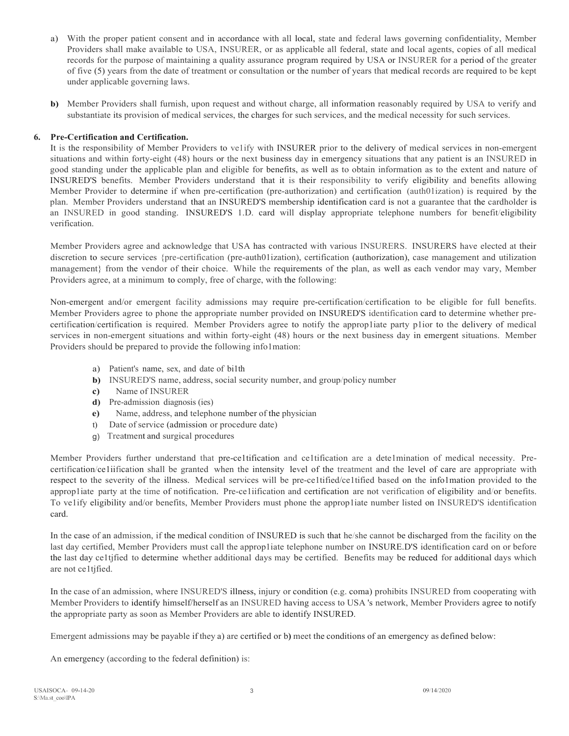a) With the proper patient consent and in accordance with all local, state and federal laws governing confidentiality, Member Providers shall make available to USA, INSURER, or as applicable all federal, state and local agents, copies of all medical records for the purpose of maintaining a quality assurance program required by USA or INSURER for a period of the greater of five (5) years from the date of treatment or consultation or the number of years that medical records are required to be kept under applicable governing laws.

**b)** Member Providers shall furnish, upon request and without charge, all information reasonably required by USA to verify and substantiate its provision of medical services, the charges for such services, and the medical necessity for such services.

**6. Pre-Certification and Certification.**

It is the responsibility of Member Providers to ve1ify with INSURER prior to the delivery of medical services in non-emergent situations and within forty-eight (48) hours or the next business day in emergency situations that any patient is an INSURED in good standing under the applicable plan and eligible for benefits, as well as to obtain information as to the extent and nature of INSURED'S benefits. Member Providers understand that it is their responsibility to verify eligibility and benefits allowing Member Provider to determine if when pre-certification (pre-authorization) and certification (auth01ization) is required by the plan. Member Providers understand that an INSURED'S membership identification card is not a guarantee that the cardholder is an INSURED in good standing. INSURED'S 1.D. card will display appropriate telephone numbers for benefit/eligibility verification.

Member Providers agree and acknowledge that USA has contracted with various INSURERS. INSURERS have elected at their discretion to secure services {pre-certification (pre-auth01ization), certification (authorization), case management and utilization management} from the vendor of their choice. While the requirements of the plan, as well as each vendor may vary, Member Providers agree, at a minimum to comply, free of charge, with the following:

Non-emergent and/or emergent facility admissions may require pre-certification/certification to be eligible for full benefits. Member Providers agree to phone the appropriate number provided on INSURED'S identification card to determine whether pre-certification/certification is required. Member Providers agree to notify the approp1iate party p1ior to the delivery of medical services in non-emergent situations and within forty-eight (48) hours or the next business day in emergent situations. Member Providers should be prepared to provide the following info1mation:

a) Patient's name, sex, and date of bi1th
**b)** INSURED'S name, address, social security number, and group/policy number
**c)** Name of INSURER
**d)** Pre-admission diagnosis (ies)
**e)** Name, address, and telephone number of the physician
t) Date of service (admission or procedure date)
g) Treatment and surgical procedures

Member Providers further understand that pre-ce1tification and ce1tification are a dete1mination of medical necessity. Pre-certification/ce1iification shall be granted when the intensity level of the treatment and the level of care are appropriate with respect to the severity of the illness. Medical services will be pre-ce1tified/ce1tified based on the info1mation provided to the approp1iate party at the time of notification. Pre-ce1iification and certification are not verification of eligibility and/or benefits. To ve1ify eligibility and/or benefits, Member Providers must phone the approp1iate number listed on INSURED'S identification card.

In the case of an admission, if the medical condition of INSURED is such that he/she cannot be discharged from the facility on the last day certified, Member Providers must call the approp1iate telephone number on INSURE.D'S identification card on or before the last day ce1tjfied to determine whether additional days may be certified. Benefits may be reduced for additional days which are not ce1tjfied.

In the case of an admission, where INSURED'S illness, injury or condition (e.g. coma) prohibits INSURED from cooperating with Member Providers to identify himself/herself as an INSURED having access to USA 's network, Member Providers agree to notify the appropriate party as soon as Member Providers are able to identify INSURED.

Emergent admissions may be payable if they a) are certified or b) meet the conditions of an emergency as defined below:

An emergency (according to the federal definition) is: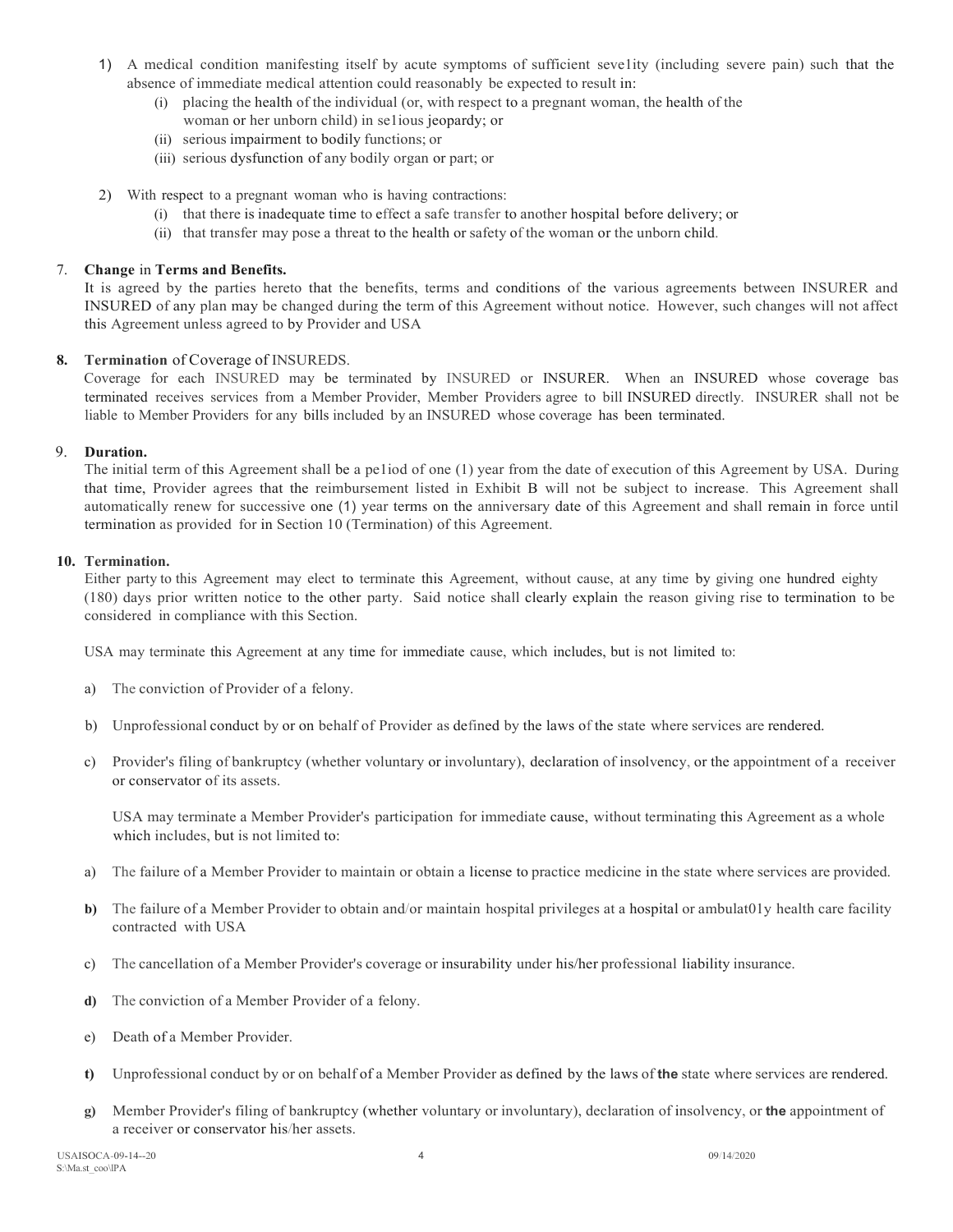1) A medical condition manifesting itself by acute symptoms of sufficient seve1ity (including severe pain) such that the absence of immediate medical attention could reasonably be expected to result in:
   (i) placing the health of the individual (or, with respect to a pregnant woman, the health of the woman or her unborn child) in se1ious jeopardy; or
   (ii) serious impairment to bodily functions; or
   (iii) serious dysfunction of any bodily organ or part; or

2) With respect to a pregnant woman who is having contractions:
   (i) that there is inadequate time to effect a safe transfer to another hospital before delivery; or
   (ii) that transfer may pose a threat to the health or safety of the woman or the unborn child.

7. **Change** in **Terms and Benefits.**
It is agreed by the parties hereto that the benefits, terms and conditions of the various agreements between INSURER and INSURED of any plan may be changed during the term of this Agreement without notice. However, such changes will not affect this Agreement unless agreed to by Provider and USA

8. **Termination** of Coverage of INSUREDS.
Coverage for each INSURED may be terminated by INSURED or INSURER. When an INSURED whose coverage bas terminated receives services from a Member Provider, Member Providers agree to bill INSURED directly. INSURER shall not be liable to Member Providers for any bills included by an INSURED whose coverage has been terminated.

9. **Duration.**
The initial term of this Agreement shall be a pe1iod of one (1) year from the date of execution of this Agreement by USA. During that time, Provider agrees that the reimbursement listed in Exhibit B will not be subject to increase. This Agreement shall automatically renew for successive one (1) year terms on the anniversary date of this Agreement and shall remain in force until termination as provided for in Section 10 (Termination) of this Agreement.

10. **Termination.**
Either party to this Agreement may elect to terminate this Agreement, without cause, at any time by giving one hundred eighty (180) days prior written notice to the other party. Said notice shall clearly explain the reason giving rise to termination to be considered in compliance with this Section.

USA may terminate this Agreement at any time for immediate cause, which includes, but is not limited to:

a) The conviction of Provider of a felony.

b) Unprofessional conduct by or on behalf of Provider as defined by the laws of the state where services are rendered.

c) Provider's filing of bankruptcy (whether voluntary or involuntary), declaration of insolvency, or the appointment of a receiver or conservator of its assets.

USA may terminate a Member Provider's participation for immediate cause, without terminating this Agreement as a whole which includes, but is not limited to:

a) The failure of a Member Provider to maintain or obtain a license to practice medicine in the state where services are provided.

b) The failure of a Member Provider to obtain and/or maintain hospital privileges at a hospital or ambulat01y health care facility contracted with USA

c) The cancellation of a Member Provider's coverage or insurability under his/her professional liability insurance.

d) The conviction of a Member Provider of a felony.

e) Death of a Member Provider.

t) Unprofessional conduct by or on behalf of a Member Provider as defined by the laws of **the** state where services are rendered.

g) Member Provider's filing of bankruptcy (whether voluntary or involuntary), declaration of insolvency, or **the** appointment of a receiver or conservator his/her assets.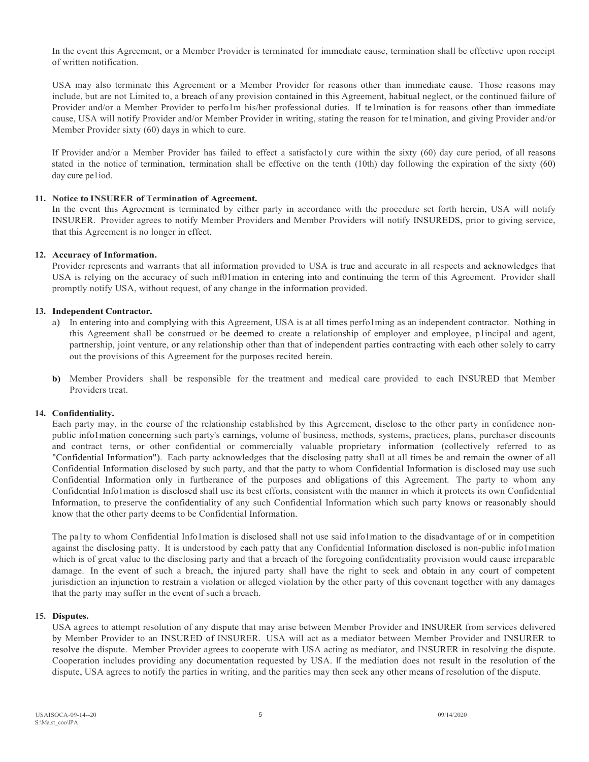In the event this Agreement, or a Member Provider is terminated for immediate cause, termination shall be effective upon receipt of written notification.

USA may also terminate this Agreement or a Member Provider for reasons other than immediate cause. Those reasons may include, but are not Limited to, a breach of any provision contained in this Agreement, habitual neglect, or the continued failure of Provider and/or a Member Provider to perfo1m his/her professional duties. If te1mination is for reasons other than immediate cause, USA will notify Provider and/or Member Provider in writing, stating the reason for te1mination, and giving Provider and/or Member Provider sixty (60) days in which to cure.

If Provider and/or a Member Provider has failed to effect a satisfacto1y cure within the sixty (60) day cure period, of all reasons stated in the notice of termination, termination shall be effective on the tenth (10th) day following the expiration of the sixty (60) day cure pe1iod.

**11. Notice to INSURER of Termination of Agreement.**

In the event this Agreement is terminated by either party in accordance with the procedure set forth herein, USA will notify INSURER. Provider agrees to notify Member Providers and Member Providers will notify INSUREDS, prior to giving service, that this Agreement is no longer in effect.

**12. Accuracy of Information.**

Provider represents and warrants that all information provided to USA is true and accurate in all respects and acknowledges that USA is relying on the accuracy of such inf01mation in entering into and continuing the term of this Agreement. Provider shall promptly notify USA, without request, of any change in the information provided.

**13. Independent Contractor.**

a) In entering into and complying with this Agreement, USA is at all times perfo1ming as an independent contractor. Nothing in this Agreement shall be construed or be deemed to create a relationship of employer and employee, p1incipal and agent, partnership, joint venture, or any relationship other than that of independent parties contracting with each other solely to carry out the provisions of this Agreement for the purposes recited herein.

**b)** Member Providers shall be responsible for the treatment and medical care provided to each INSURED that Member Providers treat.

**14. Confidentiality.**

Each party may, in the course of the relationship established by this Agreement, disclose to the other party in confidence non-public info1mation concerning such party's earnings, volume of business, methods, systems, practices, plans, purchaser discounts and contract terns, or other confidential or commercially valuable proprietary information (collectively referred to as "Confidential Information"). Each party acknowledges that the disclosing patty shall at all times be and remain the owner of all Confidential Information disclosed by such party, and that the patty to whom Confidential Information is disclosed may use such Confidential Information only in furtherance of the purposes and obligations of this Agreement. The party to whom any Confidential Info1mation is disclosed shall use its best efforts, consistent with the manner in which it protects its own Confidential Information, to preserve the confidentiality of any such Confidential Information which such party knows or reasonably should know that the other party deems to be Confidential Information.

The pa1ty to whom Confidential Info1mation is disclosed shall not use said info1mation to the disadvantage of or in competition against the disclosing patty. It is understood by each patty that any Confidential Information disclosed is non-public info1mation which is of great value to the disclosing party and that a breach of the foregoing confidentiality provision would cause irreparable damage. In the event of such a breach, the injured party shall have the right to seek and obtain in any court of competent jurisdiction an injunction to restrain a violation or alleged violation by the other party of this covenant together with any damages that the party may suffer in the event of such a breach.

**15. Disputes.**

USA agrees to attempt resolution of any dispute that may arise between Member Provider and INSURER from services delivered by Member Provider to an INSURED of INSURER. USA will act as a mediator between Member Provider and INSURER to resolve the dispute. Member Provider agrees to cooperate with USA acting as mediator, and INSURER in resolving the dispute. Cooperation includes providing any documentation requested by USA. If the mediation does not result in the resolution of the dispute, USA agrees to notify the parties in writing, and the parities may then seek any other means of resolution of the dispute.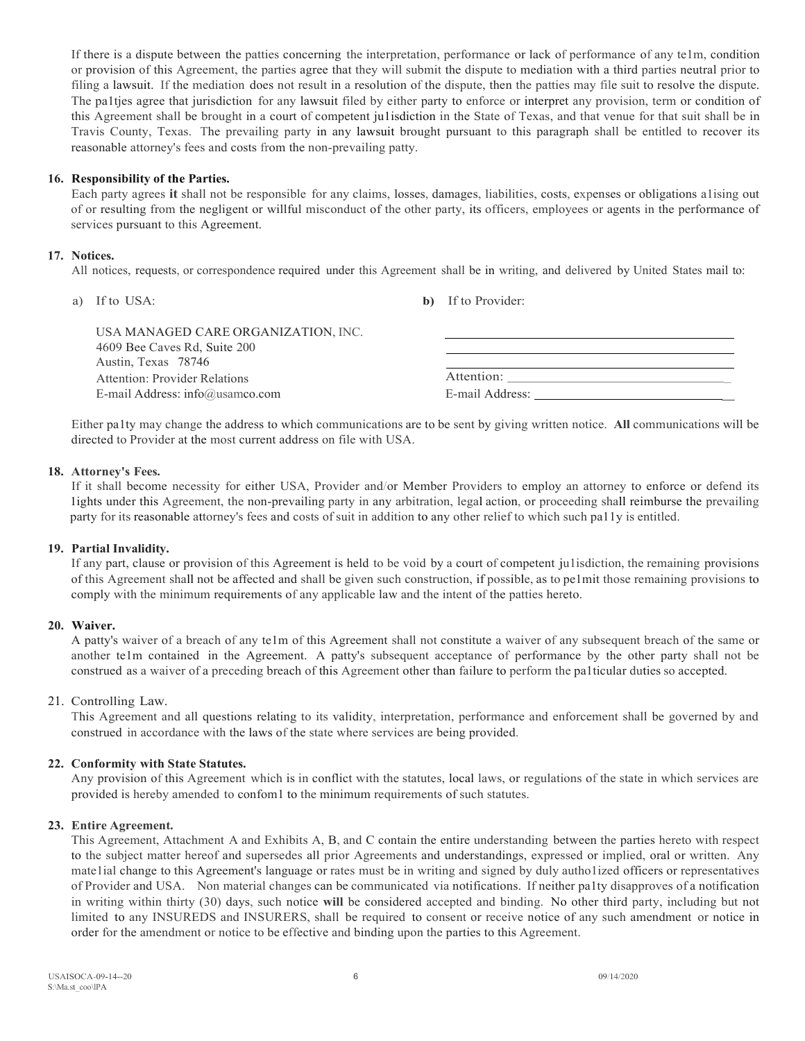If there is a dispute between the patties concerning the interpretation, performance or lack of performance of any te1m, condition or provision of this Agreement, the parties agree that they will submit the dispute to mediation with a third parties neutral prior to filing a lawsuit. If the mediation does not result in a resolution of the dispute, then the patties may file suit to resolve the dispute. The pa1tjes agree that jurisdiction for any lawsuit filed by either party to enforce or interpret any provision, term or condition of this Agreement shall be brought in a court of competent ju1isdiction in the State of Texas, and that venue for that suit shall be in Travis County, Texas. The prevailing party in any lawsuit brought pursuant to this paragraph shall be entitled to recover its reasonable attorney's fees and costs from the non-prevailing patty.

**16. Responsibility of the Parties.**
Each party agrees **it** shall not be responsible for any claims, losses, damages, liabilities, costs, expenses or obligations a1ising out of or resulting from the negligent or willful misconduct of the other party, its officers, employees or agents in the performance of services pursuant to this Agreement.

**17. Notices.**
All notices, requests, or correspondence required under this Agreement shall be in writing, and delivered by United States mail to:

a) If to USA:

USA MANAGED CARE ORGANIZATION, INC.
4609 Bee Caves Rd, Suite 200
Austin, Texas 78746
Attention: Provider Relations
E-mail Address: info@usamco.com

**b)** If to Provider:

______________________________
______________________________
______________________________
Attention: ______________________________
E-mail Address: ______________________________

Either pa1ty may change the address to which communications are to be sent by giving written notice. **All** communications will be directed to Provider at the most current address on file with USA.

**18. Attorney's Fees.**
If it shall become necessity for either USA, Provider and/or Member Providers to employ an attorney to enforce or defend its 1ights under this Agreement, the non-prevailing party in any arbitration, legal action, or proceeding shall reimburse the prevailing party for its reasonable attorney's fees and costs of suit in addition to any other relief to which such pa11y is entitled.

**19. Partial Invalidity.**
If any part, clause or provision of this Agreement is held to be void by a court of competent ju1isdiction, the remaining provisions of this Agreement shall not be affected and shall be given such construction, if possible, as to pe1mit those remaining provisions to comply with the minimum requirements of any applicable law and the intent of the patties hereto.

**20. Waiver.**
A patty's waiver of a breach of any te1m of this Agreement shall not constitute a waiver of any subsequent breach of the same or another te1m contained in the Agreement. A patty's subsequent acceptance of performance by the other party shall not be construed as a waiver of a preceding breach of this Agreement other than failure to perform the pa1ticular duties so accepted.

21. Controlling Law.
This Agreement and all questions relating to its validity, interpretation, performance and enforcement shall be governed by and construed in accordance with the laws of the state where services are being provided.

**22. Conformity with State Statutes.**
Any provision of this Agreement which is in conflict with the statutes, local laws, or regulations of the state in which services are provided is hereby amended to confom1 to the minimum requirements of such statutes.

**23. Entire Agreement.**
This Agreement, Attachment A and Exhibits A, B, and C contain the entire understanding between the parties hereto with respect to the subject matter hereof and supersedes all prior Agreements and understandings, expressed or implied, oral or written. Any mate1ial change to this Agreement's language or rates must be in writing and signed by duly autho1ized officers or representatives of Provider and USA. Non material changes can be communicated via notifications. If neither pa1ty disapproves of a notification in writing within thirty (30) days, such notice **will** be considered accepted and binding. No other third party, including but not limited to any INSUREDS and INSURERS, shall be required to consent or receive notice of any such amendment or notice in order for the amendment or notice to be effective and binding upon the parties to this Agreement.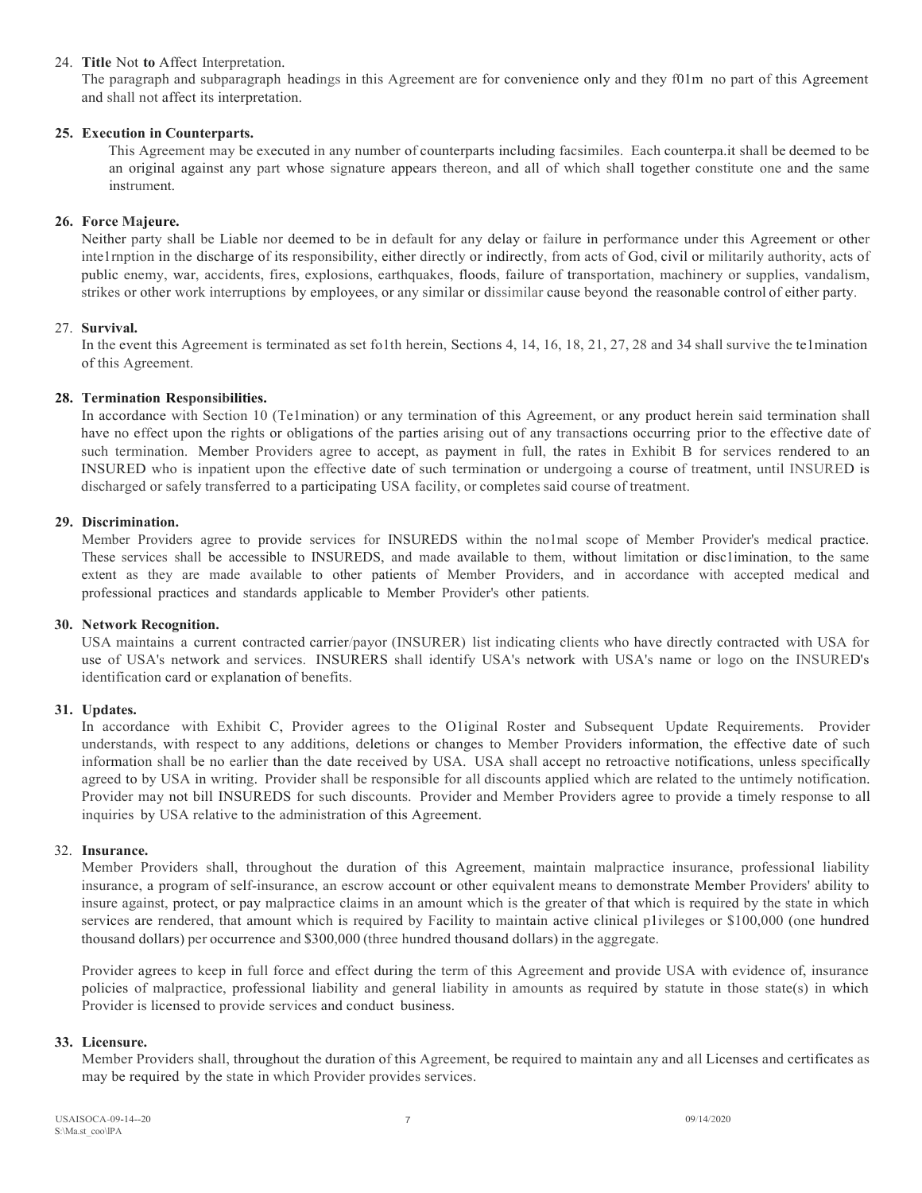24. **Title** Not **to** Affect Interpretation.
The paragraph and subparagraph headings in this Agreement are for convenience only and they f01m no part of this Agreement and shall not affect its interpretation.

**25. Execution in Counterparts.**
This Agreement may be executed in any number of counterparts including facsimiles. Each counterpa.it shall be deemed to be an original against any part whose signature appears thereon, and all of which shall together constitute one and the same instrument.

**26. Force Majeure.**
Neither party shall be Liable nor deemed to be in default for any delay or failure in performance under this Agreement or other inte1rnption in the discharge of its responsibility, either directly or indirectly, from acts of God, civil or militarily authority, acts of public enemy, war, accidents, fires, explosions, earthquakes, floods, failure of transportation, machinery or supplies, vandalism, strikes or other work interruptions by employees, or any similar or dissimilar cause beyond the reasonable control of either party.

27. **Survival.**
In the event this Agreement is terminated as set fo1th herein, Sections 4, 14, 16, 18, 21, 27, 28 and 34 shall survive the te1mination of this Agreement.

**28. Termination Responsibilities.**
In accordance with Section 10 (Te1mination) or any termination of this Agreement, or any product herein said termination shall have no effect upon the rights or obligations of the parties arising out of any transactions occurring prior to the effective date of such termination. Member Providers agree to accept, as payment in full, the rates in Exhibit B for services rendered to an INSURED who is inpatient upon the effective date of such termination or undergoing a course of treatment, until INSURED is discharged or safely transferred to a participating USA facility, or completes said course of treatment.

**29. Discrimination.**
Member Providers agree to provide services for INSUREDS within the no1mal scope of Member Provider's medical practice. These services shall be accessible to INSUREDS, and made available to them, without limitation or disc1imination, to the same extent as they are made available to other patients of Member Providers, and in accordance with accepted medical and professional practices and standards applicable to Member Provider's other patients.

**30. Network Recognition.**
USA maintains a current contracted carrier/payor (INSURER) list indicating clients who have directly contracted with USA for use of USA's network and services. INSURERS shall identify USA's network with USA's name or logo on the INSURED's identification card or explanation of benefits.

**31. Updates.**
In accordance with Exhibit C, Provider agrees to the O1iginal Roster and Subsequent Update Requirements. Provider understands, with respect to any additions, deletions or changes to Member Providers information, the effective date of such information shall be no earlier than the date received by USA. USA shall accept no retroactive notifications, unless specifically agreed to by USA in writing. Provider shall be responsible for all discounts applied which are related to the untimely notification. Provider may not bill INSUREDS for such discounts. Provider and Member Providers agree to provide a timely response to all inquiries by USA relative to the administration of this Agreement.

32. **Insurance.**
Member Providers shall, throughout the duration of this Agreement, maintain malpractice insurance, professional liability insurance, a program of self-insurance, an escrow account or other equivalent means to demonstrate Member Providers' ability to insure against, protect, or pay malpractice claims in an amount which is the greater of that which is required by the state in which services are rendered, that amount which is required by Facility to maintain active clinical p1ivileges or $100,000 (one hundred thousand dollars) per occurrence and $300,000 (three hundred thousand dollars) in the aggregate.

Provider agrees to keep in full force and effect during the term of this Agreement and provide USA with evidence of, insurance policies of malpractice, professional liability and general liability in amounts as required by statute in those state(s) in which Provider is licensed to provide services and conduct business.

**33. Licensure.**
Member Providers shall, throughout the duration of this Agreement, be required to maintain any and all Licenses and certificates as may be required by the state in which Provider provides services.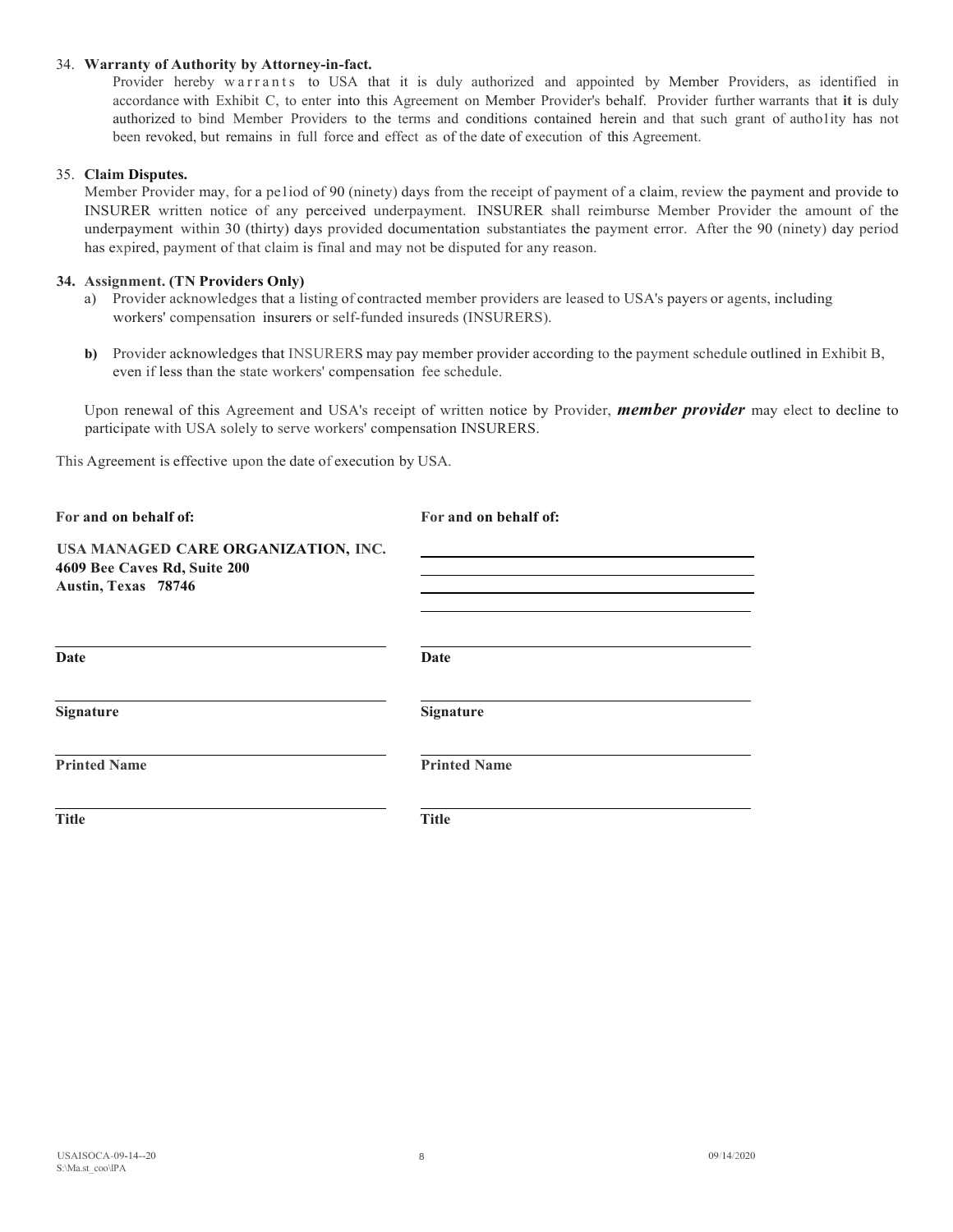34. **Warranty of Authority by Attorney-in-fact.**
    Provider hereby warrants to USA that it is duly authorized and appointed by Member Providers, as identified in accordance with Exhibit C, to enter into this Agreement on Member Provider's behalf. Provider further warrants that **it** is duly authorized to bind Member Providers to the terms and conditions contained herein and that such grant of autho1ity has not been revoked, but remains in full force and effect as of the date of execution of this Agreement.

35. **Claim Disputes.**
    Member Provider may, for a pe1iod of 90 (ninety) days from the receipt of payment of a claim, review the payment and provide to INSURER written notice of any perceived underpayment. INSURER shall reimburse Member Provider the amount of the underpayment within 30 (thirty) days provided documentation substantiates the payment error. After the 90 (ninety) day period has expired, payment of that claim is final and may not be disputed for any reason.

**34. Assignment. (TN Providers Only)**

a) Provider acknowledges that a listing of contracted member providers are leased to USA's payers or agents, including workers' compensation insurers or self-funded insureds (INSURERS).

**b)** Provider acknowledges that INSURERS may pay member provider according to the payment schedule outlined in Exhibit B, even if less than the state workers' compensation fee schedule.

Upon renewal of this Agreement and USA's receipt of written notice by Provider, ***member provider*** may elect to decline to participate with USA solely to serve workers' compensation INSURERS.

This Agreement is effective upon the date of execution by USA.

| For and on behalf of: | For and on behalf of: |
| --- | --- |
| **USA MANAGED CARE ORGANIZATION, INC.**<br>**4609 Bee Caves Rd, Suite 200**<br>**Austin, Texas 78746** | ______________________ |
| **Date** | **Date** |
| **Signature** | **Signature** |
| **Printed Name** | **Printed Name** |
| **Title** | **Title** |

USAISOCA-09-14--20
S:\Ma.st_coo\lPA
09/14/2020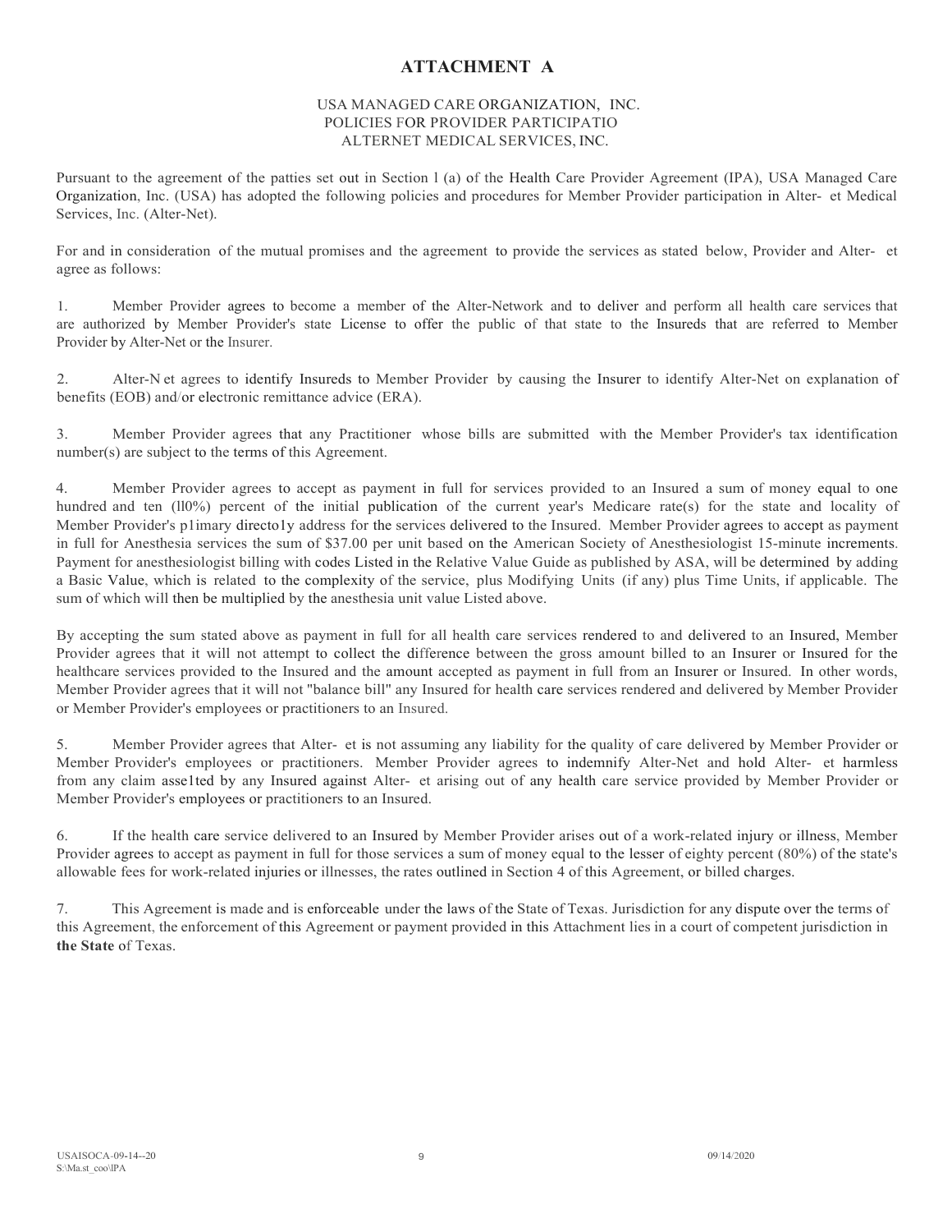# ATTACHMENT A

USA MANAGED CARE ORGANIZATION, INC.
POLICIES FOR PROVIDER PARTICIPATIO
ALTERNET MEDICAL SERVICES, INC.

Pursuant to the agreement of the patties set out in Section l (a) of the Health Care Provider Agreement (IPA), USA Managed Care Organization, Inc. (USA) has adopted the following policies and procedures for Member Provider participation in Alter- et Medical Services, Inc. (Alter-Net).

For and in consideration of the mutual promises and the agreement to provide the services as stated below, Provider and Alter- et agree as follows:

1. Member Provider agrees to become a member of the Alter-Network and to deliver and perform all health care services that are authorized by Member Provider's state License to offer the public of that state to the Insureds that are referred to Member Provider by Alter-Net or the Insurer.

2. Alter-N et agrees to identify Insureds to Member Provider by causing the Insurer to identify Alter-Net on explanation of benefits (EOB) and/or electronic remittance advice (ERA).

3. Member Provider agrees that any Practitioner whose bills are submitted with the Member Provider's tax identification number(s) are subject to the terms of this Agreement.

4. Member Provider agrees to accept as payment in full for services provided to an Insured a sum of money equal to one hundred and ten (ll0%) percent of the initial publication of the current year's Medicare rate(s) for the state and locality of Member Provider's p1imary directo1y address for the services delivered to the Insured. Member Provider agrees to accept as payment in full for Anesthesia services the sum of $37.00 per unit based on the American Society of Anesthesiologist 15-minute increments. Payment for anesthesiologist billing with codes Listed in the Relative Value Guide as published by ASA, will be determined by adding a Basic Value, which is related to the complexity of the service, plus Modifying Units (if any) plus Time Units, if applicable. The sum of which will then be multiplied by the anesthesia unit value Listed above.

By accepting the sum stated above as payment in full for all health care services rendered to and delivered to an Insured, Member Provider agrees that it will not attempt to collect the difference between the gross amount billed to an Insurer or Insured for the healthcare services provided to the Insured and the amount accepted as payment in full from an Insurer or Insured. In other words, Member Provider agrees that it will not "balance bill" any Insured for health care services rendered and delivered by Member Provider or Member Provider's employees or practitioners to an Insured.

5. Member Provider agrees that Alter- et is not assuming any liability for the quality of care delivered by Member Provider or Member Provider's employees or practitioners. Member Provider agrees to indemnify Alter-Net and hold Alter- et harmless from any claim asse1ted by any Insured against Alter- et arising out of any health care service provided by Member Provider or Member Provider's employees or practitioners to an Insured.

6. If the health care service delivered to an Insured by Member Provider arises out of a work-related injury or illness, Member Provider agrees to accept as payment in full for those services a sum of money equal to the lesser of eighty percent (80%) of the state's allowable fees for work-related injuries or illnesses, the rates outlined in Section 4 of this Agreement, or billed charges.

7. This Agreement is made and is enforceable under the laws of the State of Texas. Jurisdiction for any dispute over the terms of this Agreement, the enforcement of this Agreement or payment provided in this Attachment lies in a court of competent jurisdiction in **the State** of Texas.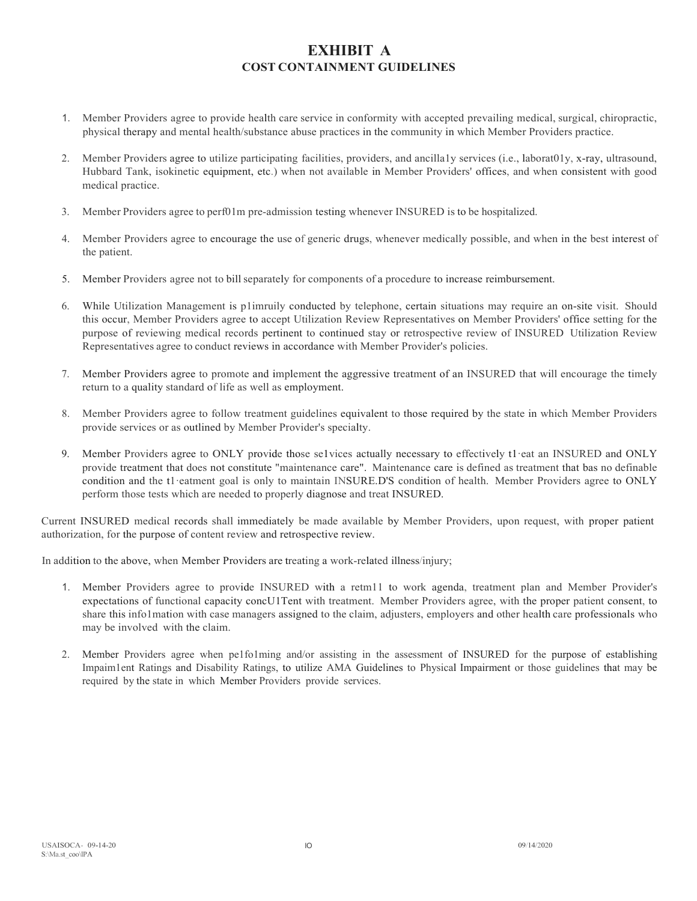# EXHIBIT A

## COST CONTAINMENT GUIDELINES

1. Member Providers agree to provide health care service in conformity with accepted prevailing medical, surgical, chiropractic, physical therapy and mental health/substance abuse practices in the community in which Member Providers practice.

2. Member Providers agree to utilize participating facilities, providers, and ancilla1y services (i.e., laborat01y, x-ray, ultrasound, Hubbard Tank, isokinetic equipment, etc.) when not available in Member Providers' offices, and when consistent with good medical practice.

3. Member Providers agree to perf01m pre-admission testing whenever INSURED is to be hospitalized.

4. Member Providers agree to encourage the use of generic drugs, whenever medically possible, and when in the best interest of the patient.

5. Member Providers agree not to bill separately for components of a procedure to increase reimbursement.

6. While Utilization Management is p1imruily conducted by telephone, certain situations may require an on-site visit. Should this occur, Member Providers agree to accept Utilization Review Representatives on Member Providers' office setting for the purpose of reviewing medical records pertinent to continued stay or retrospective review of INSURED Utilization Review Representatives agree to conduct reviews in accordance with Member Provider's policies.

7. Member Providers agree to promote and implement the aggressive treatment of an INSURED that will encourage the timely return to a quality standard of life as well as employment.

8. Member Providers agree to follow treatment guidelines equivalent to those required by the state in which Member Providers provide services or as outlined by Member Provider's specialty.

9. Member Providers agree to ONLY provide those se1vices actually necessary to effectively t1·eat an INSURED and ONLY provide treatment that does not constitute "maintenance care". Maintenance care is defined as treatment that bas no definable condition and the t1·eatment goal is only to maintain INSURE.D'S condition of health. Member Providers agree to ONLY perform those tests which are needed to properly diagnose and treat INSURED.

Current INSURED medical records shall immediately be made available by Member Providers, upon request, with proper patient authorization, for the purpose of content review and retrospective review.

In addition to the above, when Member Providers are treating a work-related illness/injury;

1. Member Providers agree to provide INSURED with a retm11 to work agenda, treatment plan and Member Provider's expectations of functional capacity concU1Tent with treatment. Member Providers agree, with the proper patient consent, to share this info1mation with case managers assigned to the claim, adjusters, employers and other health care professionals who may be involved with the claim.

2. Member Providers agree when pe1fo1ming and/or assisting in the assessment of INSURED for the purpose of establishing Impaim1ent Ratings and Disability Ratings, to utilize AMA Guidelines to Physical Impairment or those guidelines that may be required by the state in which Member Providers provide services.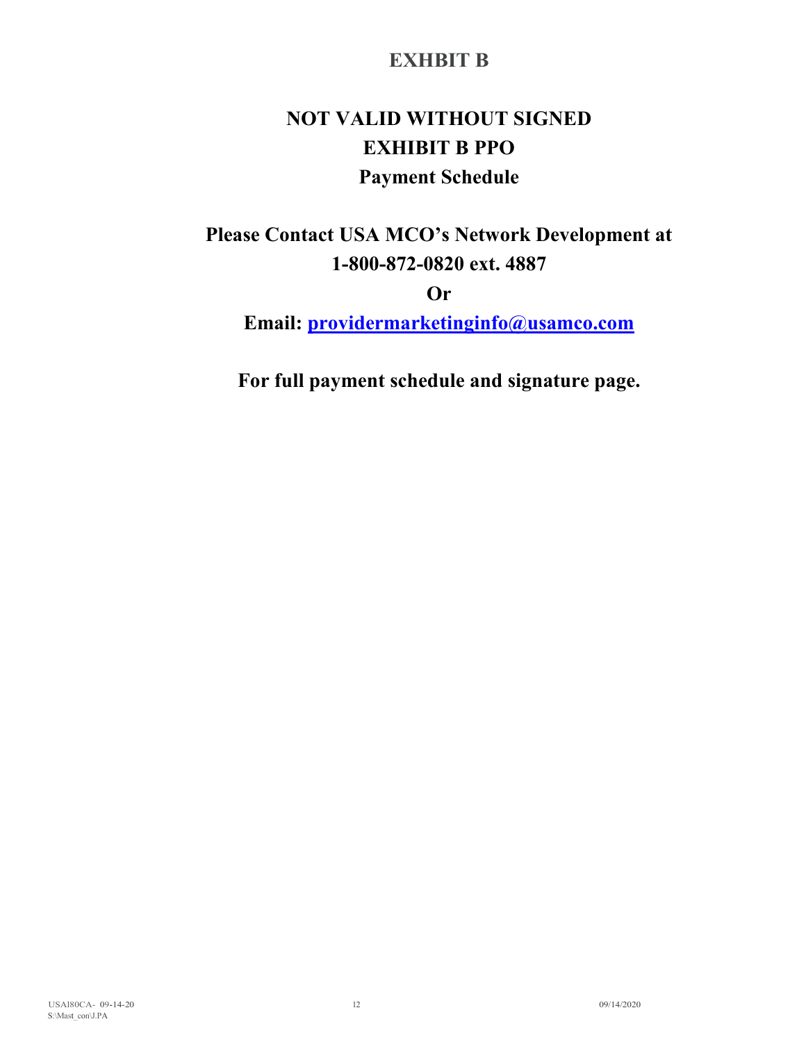# EXHBIT B

## NOT VALID WITHOUT SIGNED EXHIBIT B PPO Payment Schedule

**Please Contact USA MCO's Network Development at 1-800-872-0820 ext. 4887**

**Or**

**Email: providermarketinginfo@usamco.com**

**For full payment schedule and signature page.**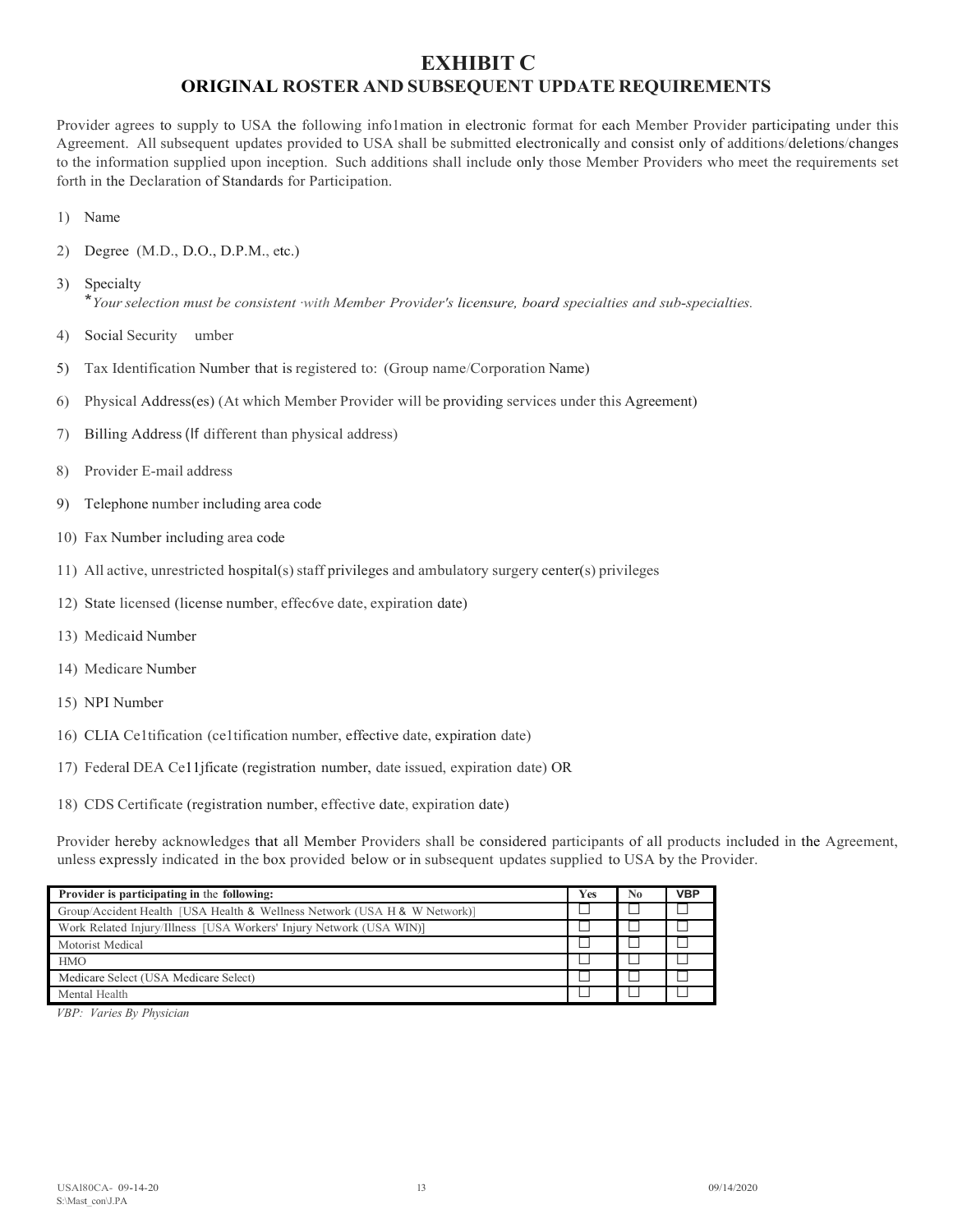# EXHIBIT C

## ORIGINAL ROSTER AND SUBSEQUENT UPDATE REQUIREMENTS

Provider agrees to supply to USA the following info1mation in electronic format for each Member Provider participating under this Agreement. All subsequent updates provided to USA shall be submitted electronically and consist only of additions/deletions/changes to the information supplied upon inception. Such additions shall include only those Member Providers who meet the requirements set forth in the Declaration of Standards for Participation.

1) Name
2) Degree (M.D., D.O., D.P.M., etc.)
3) Specialty
   **Your selection must be consistent with Member Provider's licensure, board specialties and sub-specialties.*
4) Social Security umber
5) Tax Identification Number that is registered to: (Group name/Corporation Name)
6) Physical Address(es) (At which Member Provider will be providing services under this Agreement)
7) Billing Address (If different than physical address)
8) Provider E-mail address
9) Telephone number including area code
10) Fax Number including area code
11) All active, unrestricted hospital(s) staff privileges and ambulatory surgery center(s) privileges
12) State licensed (license number, effec6ve date, expiration date)
13) Medicaid Number
14) Medicare Number
15) NPI Number
16) CLIA Ce1tification (ce1tification number, effective date, expiration date)
17) Federal DEA Ce11jficate (registration number, date issued, expiration date) OR
18) CDS Certificate (registration number, effective date, expiration date)

Provider hereby acknowledges that all Member Providers shall be considered participants of all products included in the Agreement, unless expressly indicated in the box provided below or in subsequent updates supplied to USA by the Provider.

| **Provider is participating in the following:** | **Yes** | **No** | **VBP** |
|---|---|---|---|
| Group/Accident Health [USA Health & Wellness Network (USA H & W Network)] | ☐ | ☐ | ☐ |
| Work Related Injury/Illness [USA Workers' Injury Network (USA WIN)] | ☐ | ☐ | ☐ |
| Motorist Medical | ☐ | ☐ | ☐ |
| HMO | ☐ | ☐ | ☐ |
| Medicare Select (USA Medicare Select) | ☐ | ☐ | ☐ |
| Mental Health | ☐ | ☐ | ☐ |

*VBP: Varies By Physician*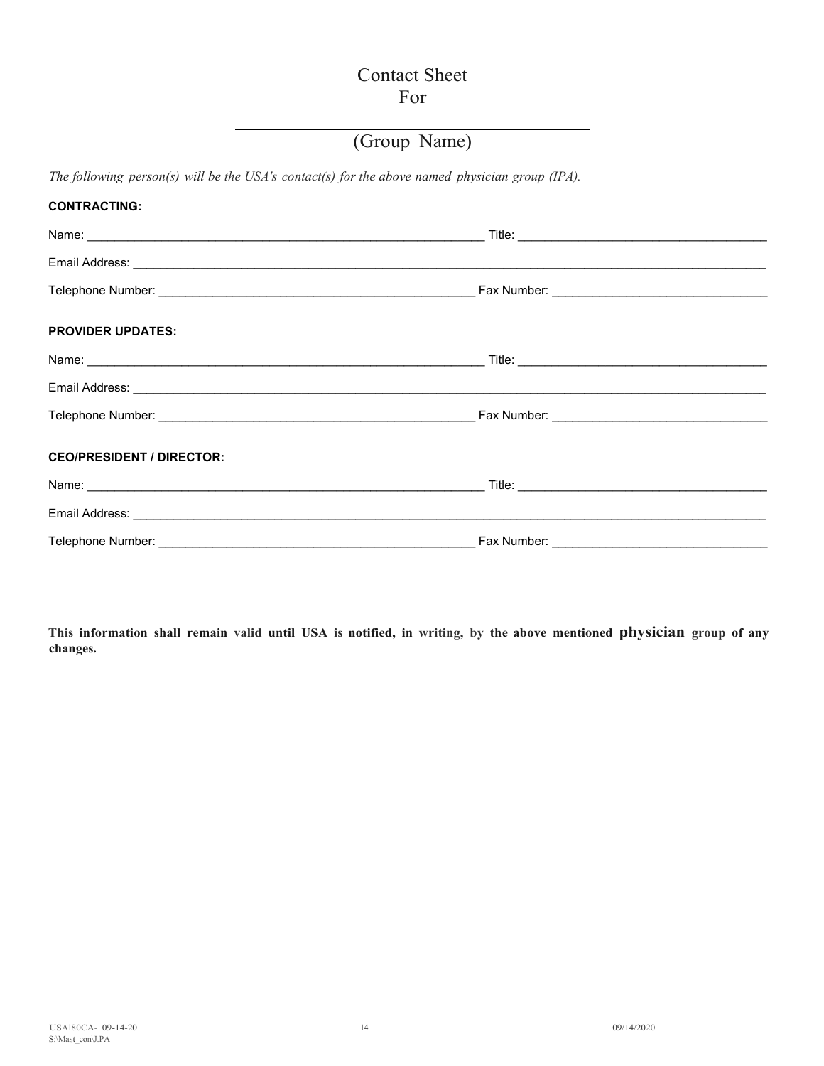# Contact Sheet
# For

______________________________________

## (Group Name)

*The following person(s) will be the USA's contact(s) for the above named physician group (IPA).*

**CONTRACTING:**

Name: ____________________________________________ Title: ____________________________

Email Address: ________________________________________________________________________

Telephone Number: _____________________________________ Fax Number: _________________________

**PROVIDER UPDATES:**

Name: ____________________________________________ Title: ____________________________

Email Address: ________________________________________________________________________

Telephone Number: _____________________________________ Fax Number: _________________________

**CEO/PRESIDENT / DIRECTOR:**

Name: ____________________________________________ Title: ____________________________

Email Address: ________________________________________________________________________

Telephone Number: _____________________________________ Fax Number: _________________________

**This information shall remain valid until USA is notified, in writing, by the above mentioned physician group of any changes.**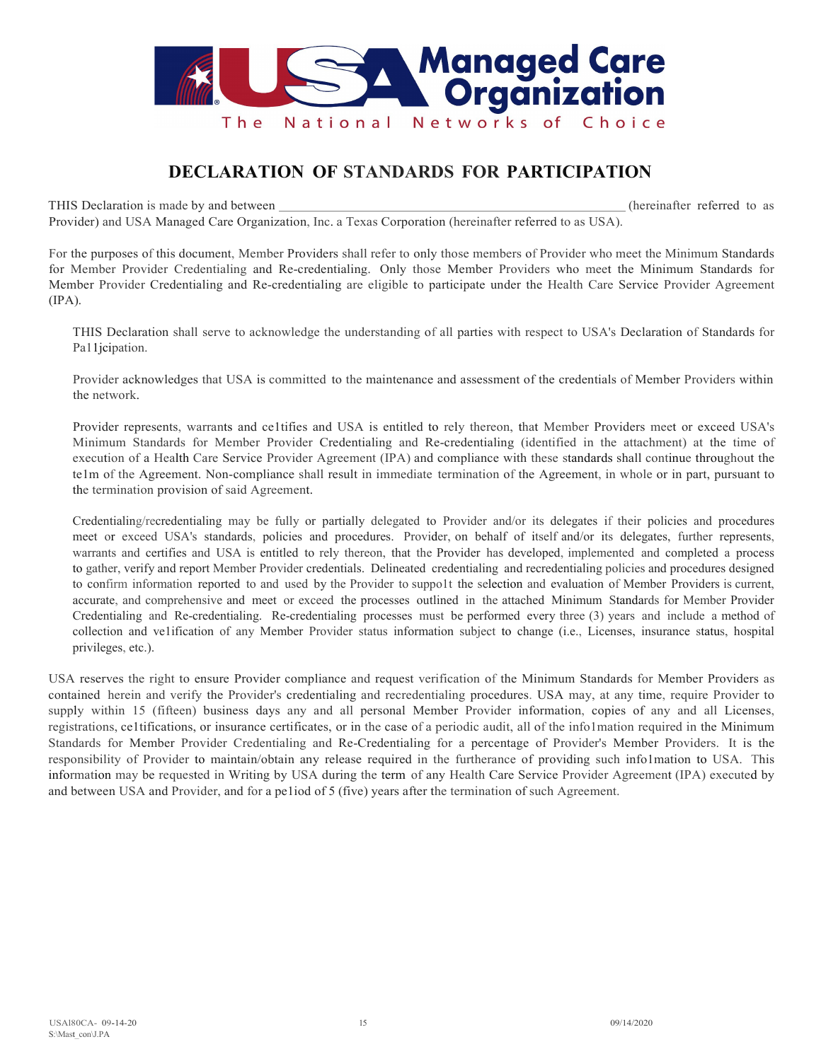USA Managed Care Organization

The National Networks of Choice

# DECLARATION OF STANDARDS FOR PARTICIPATION

THIS Declaration is made by and between ___________________________________________________ (hereinafter referred to as Provider) and USA Managed Care Organization, Inc. a Texas Corporation (hereinafter referred to as USA).

For the purposes of this document, Member Providers shall refer to only those members of Provider who meet the Minimum Standards for Member Provider Credentialing and Re-credentialing. Only those Member Providers who meet the Minimum Standards for Member Provider Credentialing and Re-credentialing are eligible to participate under the Health Care Service Provider Agreement (IPA).

THIS Declaration shall serve to acknowledge the understanding of all parties with respect to USA's Declaration of Standards for Pa11jcipation.

Provider acknowledges that USA is committed to the maintenance and assessment of the credentials of Member Providers within the network.

Provider represents, warrants and ce1tifies and USA is entitled to rely thereon, that Member Providers meet or exceed USA's Minimum Standards for Member Provider Credentialing and Re-credentialing (identified in the attachment) at the time of execution of a Health Care Service Provider Agreement (IPA) and compliance with these standards shall continue throughout the te1m of the Agreement. Non-compliance shall result in immediate termination of the Agreement, in whole or in part, pursuant to the termination provision of said Agreement.

Credentialing/recredentialing may be fully or partially delegated to Provider and/or its delegates if their policies and procedures meet or exceed USA's standards, policies and procedures. Provider, on behalf of itself and/or its delegates, further represents, warrants and certifies and USA is entitled to rely thereon, that the Provider has developed, implemented and completed a process to gather, verify and report Member Provider credentials. Delineated credentialing and recredentialing policies and procedures designed to confirm information reported to and used by the Provider to suppo1t the selection and evaluation of Member Providers is current, accurate, and comprehensive and meet or exceed the processes outlined in the attached Minimum Standards for Member Provider Credentialing and Re-credentialing. Re-credentialing processes must be performed every three (3) years and include a method of collection and ve1ification of any Member Provider status information subject to change (i.e., Licenses, insurance status, hospital privileges, etc.).

USA reserves the right to ensure Provider compliance and request verification of the Minimum Standards for Member Providers as contained herein and verify the Provider's credentialing and recredentialing procedures. USA may, at any time, require Provider to supply within 15 (fifteen) business days any and all personal Member Provider information, copies of any and all Licenses, registrations, ce1tifications, or insurance certificates, or in the case of a periodic audit, all of the info1mation required in the Minimum Standards for Member Provider Credentialing and Re-Credentialing for a percentage of Provider's Member Providers. It is the responsibility of Provider to maintain/obtain any release required in the furtherance of providing such info1mation to USA. This information may be requested in Writing by USA during the term of any Health Care Service Provider Agreement (IPA) executed by and between USA and Provider, and for a pe1iod of 5 (five) years after the termination of such Agreement.

USAl80CA- 09-14-20
S:\Mast_con\J.PA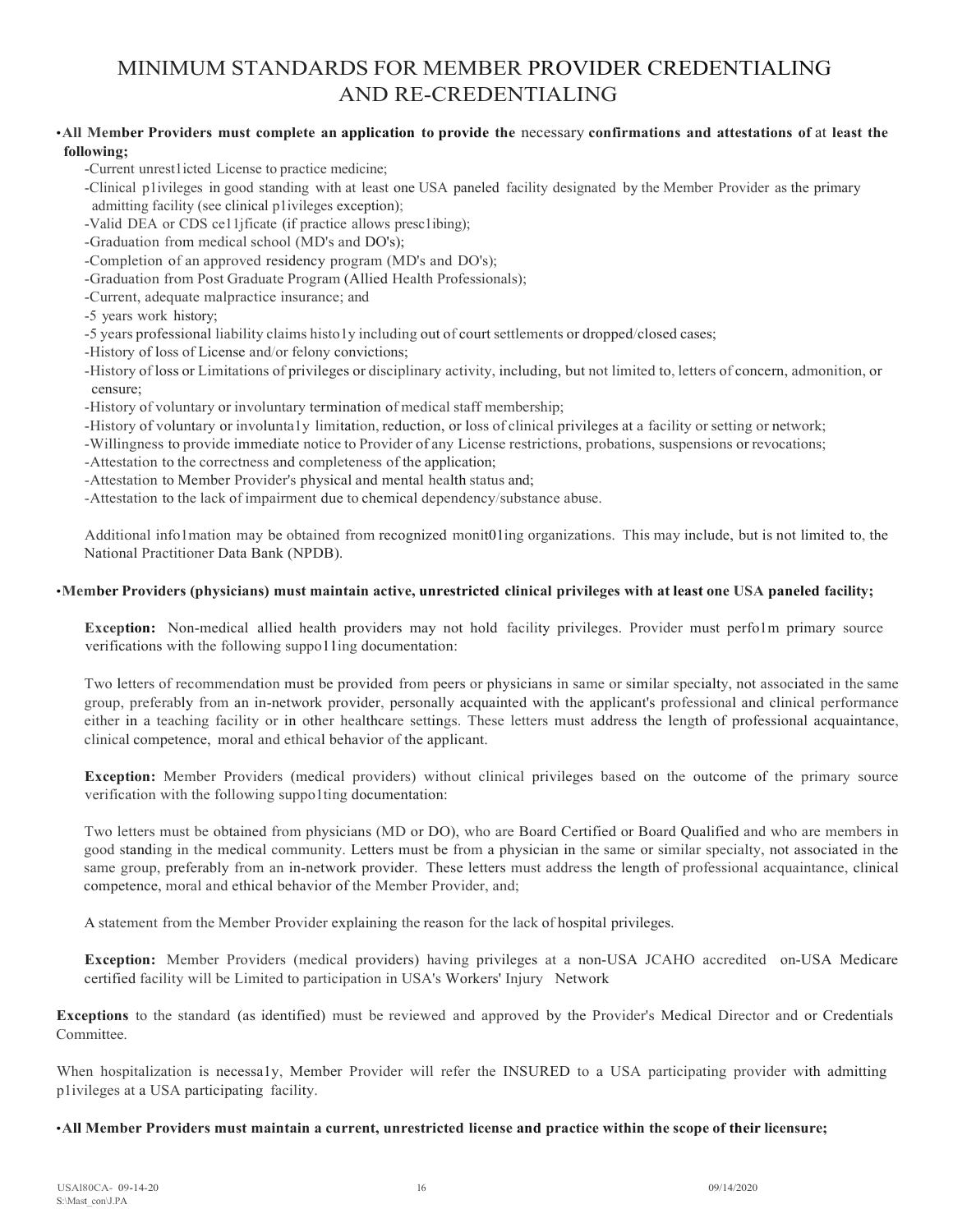# MINIMUM STANDARDS FOR MEMBER PROVIDER CREDENTIALING AND RE-CREDENTIALING

- **All Member Providers must complete an application to provide the** necessary **confirmations and attestations of** at **least the following;**
  - -Current unrest1icted License to practice medicine;
  - -Clinical p1ivileges in good standing with at least one USA paneled facility designated by the Member Provider as the primary admitting facility (see clinical p1ivileges exception);
  - -Valid DEA or CDS ce11jficate (if practice allows presc1ibing);
  - -Graduation from medical school (MD's and DO's);
  - -Completion of an approved residency program (MD's and DO's);
  - -Graduation from Post Graduate Program (Allied Health Professionals);
  - -Current, adequate malpractice insurance; and
  - -5 years work history;
  - -5 years professional liability claims histo1y including out of court settlements or dropped/closed cases;
  - -History of loss of License and/or felony convictions;
  - -History of loss or Limitations of privileges or disciplinary activity, including, but not limited to, letters of concern, admonition, or censure;
  - -History of voluntary or involuntary termination of medical staff membership;
  - -History of voluntary or involunta1y limitation, reduction, or loss of clinical privileges at a facility or setting or network;
  - -Willingness to provide immediate notice to Provider of any License restrictions, probations, suspensions or revocations;
  - -Attestation to the correctness and completeness of the application;
  - -Attestation to Member Provider's physical and mental health status and;
  - -Attestation to the lack of impairment due to chemical dependency/substance abuse.

  Additional info1mation may be obtained from recognized monit01ing organizations. This may include, but is not limited to, the National Practitioner Data Bank (NPDB).

- **Member Providers (physicians) must maintain active, unrestricted clinical privileges with at least one USA paneled facility;**

  **Exception:** Non-medical allied health providers may not hold facility privileges. Provider must perfo1m primary source verifications with the following suppo11ing documentation:

  Two letters of recommendation must be provided from peers or physicians in same or similar specialty, not associated in the same group, preferably from an in-network provider, personally acquainted with the applicant's professional and clinical performance either in a teaching facility or in other healthcare settings. These letters must address the length of professional acquaintance, clinical competence, moral and ethical behavior of the applicant.

  **Exception:** Member Providers (medical providers) without clinical privileges based on the outcome of the primary source verification with the following suppo1ting documentation:

  Two letters must be obtained from physicians (MD or DO), who are Board Certified or Board Qualified and who are members in good standing in the medical community. Letters must be from a physician in the same or similar specialty, not associated in the same group, preferably from an in-network provider. These letters must address the length of professional acquaintance, clinical competence, moral and ethical behavior of the Member Provider, and;

  A statement from the Member Provider explaining the reason for the lack of hospital privileges.

  **Exception:** Member Providers (medical providers) having privileges at a non-USA JCAHO accredited on-USA Medicare certified facility will be Limited to participation in USA's Workers' Injury Network

**Exceptions** to the standard (as identified) must be reviewed and approved by the Provider's Medical Director and or Credentials Committee.

When hospitalization is necessa1y, Member Provider will refer the INSURED to a USA participating provider with admitting p1ivileges at a USA participating facility.

- **All Member Providers must maintain a current, unrestricted license and practice within the scope of their licensure;**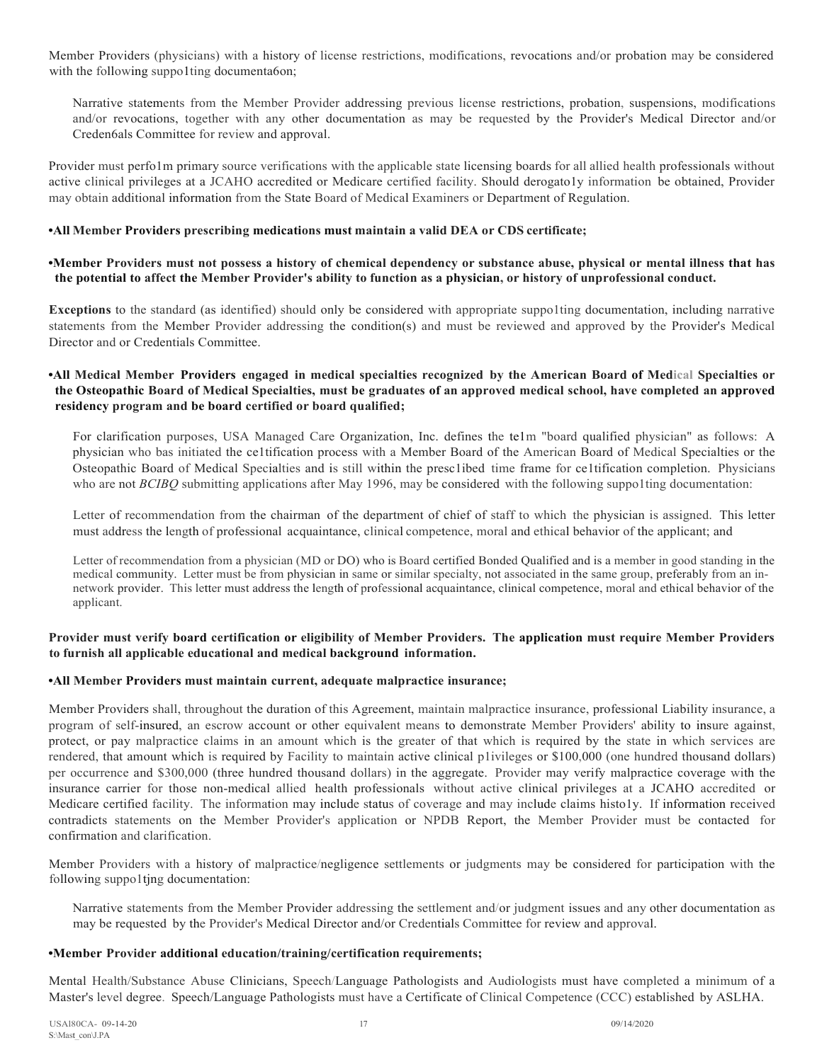Member Providers (physicians) with a history of license restrictions, modifications, revocations and/or probation may be considered with the following suppo1ting documenta6on;

Narrative statements from the Member Provider addressing previous license restrictions, probation, suspensions, modifications and/or revocations, together with any other documentation as may be requested by the Provider's Medical Director and/or Creden6als Committee for review and approval.

Provider must perfo1m primary source verifications with the applicable state licensing boards for all allied health professionals without active clinical privileges at a JCAHO accredited or Medicare certified facility. Should derogato1y information be obtained, Provider may obtain additional information from the State Board of Medical Examiners or Department of Regulation.

**•All Member Providers prescribing medications must maintain a valid DEA or CDS certificate;**

**•Member Providers must not possess a history of chemical dependency or substance abuse, physical or mental illness that has the potential to affect the Member Provider's ability to function as a physician, or history of unprofessional conduct.**

**Exceptions** to the standard (as identified) should only be considered with appropriate suppo1ting documentation, including narrative statements from the Member Provider addressing the condition(s) and must be reviewed and approved by the Provider's Medical Director and or Credentials Committee.

**•All Medical Member Providers engaged in medical specialties recognized by the American Board of Medical Specialties or the Osteopathic Board of Medical Specialties, must be graduates of an approved medical school, have completed an approved residency program and be board certified or board qualified;**

For clarification purposes, USA Managed Care Organization, Inc. defines the te1m "board qualified physician" as follows: A physician who bas initiated the ce1tification process with a Member Board of the American Board of Medical Specialties or the Osteopathic Board of Medical Specialties and is still within the presc1ibed time frame for ce1tification completion. Physicians who are not *BCIBQ* submitting applications after May 1996, may be considered with the following suppo1ting documentation:

Letter of recommendation from the chairman of the department of chief of staff to which the physician is assigned. This letter must address the length of professional acquaintance, clinical competence, moral and ethical behavior of the applicant; and

Letter of recommendation from a physician (MD or DO) who is Board certified Bonded Qualified and is a member in good standing in the medical community. Letter must be from physician in same or similar specialty, not associated in the same group, preferably from an in-network provider. This letter must address the length of professional acquaintance, clinical competence, moral and ethical behavior of the applicant.

**Provider must verify board certification or eligibility of Member Providers. The application must require Member Providers to furnish all applicable educational and medical background information.**

**•All Member Providers must maintain current, adequate malpractice insurance;**

Member Providers shall, throughout the duration of this Agreement, maintain malpractice insurance, professional Liability insurance, a program of self-insured, an escrow account or other equivalent means to demonstrate Member Providers' ability to insure against, protect, or pay malpractice claims in an amount which is the greater of that which is required by the state in which services are rendered, that amount which is required by Facility to maintain active clinical p1ivileges or $100,000 (one hundred thousand dollars) per occurrence and $300,000 (three hundred thousand dollars) in the aggregate. Provider may verify malpractice coverage with the insurance carrier for those non-medical allied health professionals without active clinical privileges at a JCAHO accredited or Medicare certified facility. The information may include status of coverage and may include claims histo1y. If information received contradicts statements on the Member Provider's application or NPDB Report, the Member Provider must be contacted for confirmation and clarification.

Member Providers with a history of malpractice/negligence settlements or judgments may be considered for participation with the following suppo1tjng documentation:

Narrative statements from the Member Provider addressing the settlement and/or judgment issues and any other documentation as may be requested by the Provider's Medical Director and/or Credentials Committee for review and approval.

**•Member Provider additional education/training/certification requirements;**

Mental Health/Substance Abuse Clinicians, Speech/Language Pathologists and Audiologists must have completed a minimum of a Master's level degree. Speech/Language Pathologists must have a Certificate of Clinical Competence (CCC) established by ASLHA.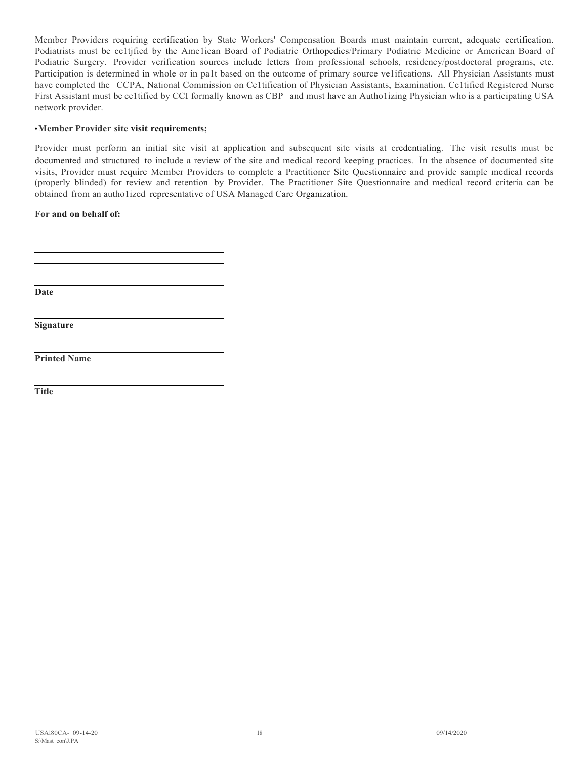Member Providers requiring certification by State Workers' Compensation Boards must maintain current, adequate certification. Podiatrists must be ce1tjfied by the Ame1ican Board of Podiatric Orthopedics/Primary Podiatric Medicine or American Board of Podiatric Surgery. Provider verification sources include letters from professional schools, residency/postdoctoral programs, etc. Participation is determined in whole or in pa1t based on the outcome of primary source ve1ifications. All Physician Assistants must have completed the CCPA, National Commission on Ce1tification of Physician Assistants, Examination. Ce1tified Registered Nurse First Assistant must be ce1tified by CCI formally known as CBP and must have an Autho1izing Physician who is a participating USA network provider.

•**Member Provider site visit requirements;**

Provider must perform an initial site visit at application and subsequent site visits at credentialing. The visit results must be documented and structured to include a review of the site and medical record keeping practices. In the absence of documented site visits, Provider must require Member Providers to complete a Practitioner Site Questionnaire and provide sample medical records (properly blinded) for review and retention by Provider. The Practitioner Site Questionnaire and medical record criteria can be obtained from an autho1ized representative of USA Managed Care Organization.

**For and on behalf of:**

\_\_\_\_\_\_\_\_\_\_\_\_\_\_\_\_\_\_\_\_\_\_\_\_\_\_\_\_\_\_\_\_

\_\_\_\_\_\_\_\_\_\_\_\_\_\_\_\_\_\_\_\_\_\_\_\_\_\_\_\_\_\_\_\_

\_\_\_\_\_\_\_\_\_\_\_\_\_\_\_\_\_\_\_\_\_\_\_\_\_\_\_\_\_\_\_\_

\_\_\_\_\_\_\_\_\_\_\_\_\_\_\_\_\_\_\_\_\_\_\_\_\_\_\_\_\_\_\_\_

**Date**

\_\_\_\_\_\_\_\_\_\_\_\_\_\_\_\_\_\_\_\_\_\_\_\_\_\_\_\_\_\_\_\_

**Signature**

\_\_\_\_\_\_\_\_\_\_\_\_\_\_\_\_\_\_\_\_\_\_\_\_\_\_\_\_\_\_\_\_

**Printed Name**

\_\_\_\_\_\_\_\_\_\_\_\_\_\_\_\_\_\_\_\_\_\_\_\_\_\_\_\_\_\_\_\_

**Title**